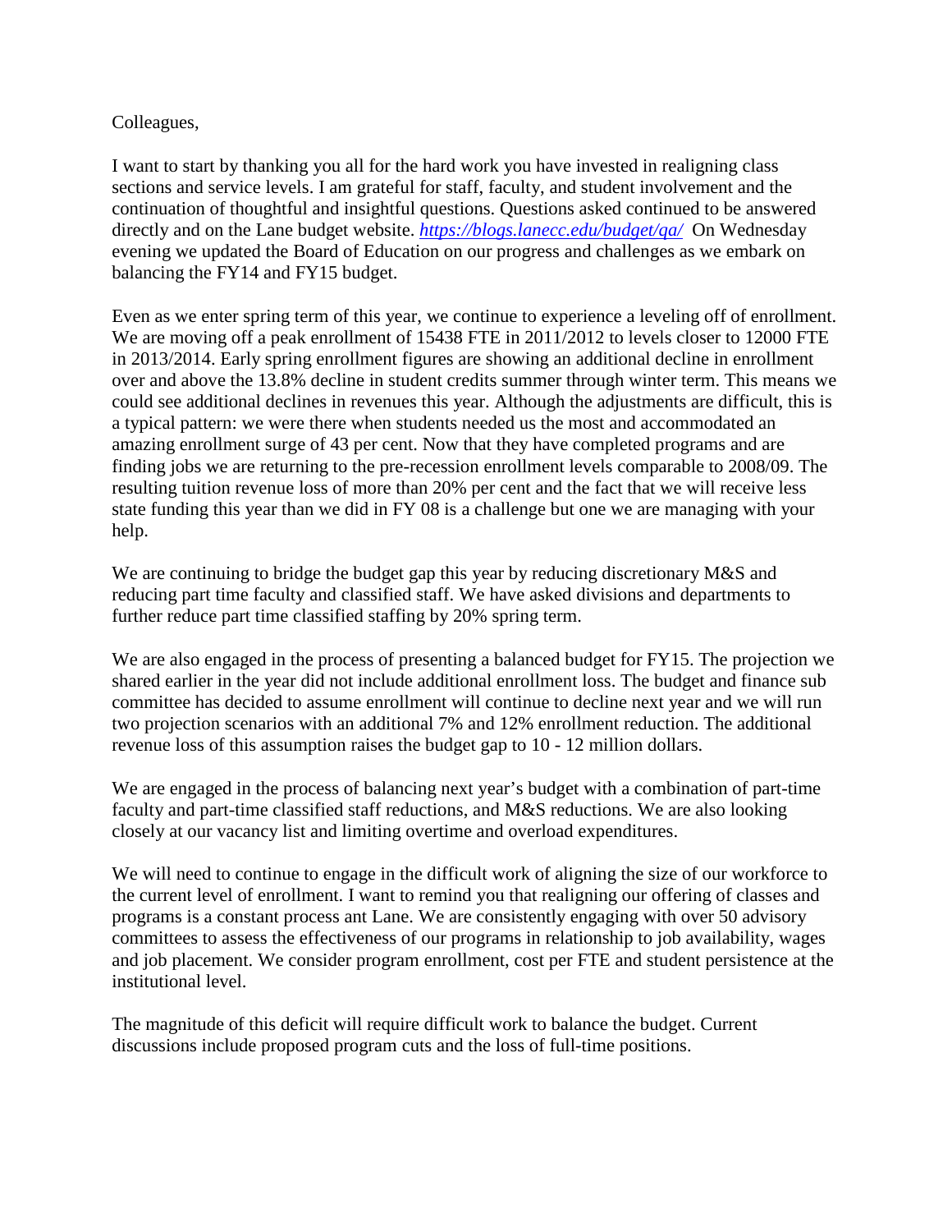Colleagues,

I want to start by thanking you all for the hard work you have invested in realigning class sections and service levels. I am grateful for staff, faculty, and student involvement and the continuation of thoughtful and insightful questions. Questions asked continued to be answered directly and on the Lane budget website. *https://blogs.lanecc.edu/budget/qa/* On Wednesday evening we updated the Board of Education on our progress and challenges as we embark on balancing the FY14 and FY15 budget.

Even as we enter spring term of this year, we continue to experience a leveling off of enrollment. We are moving off a peak enrollment of 15438 FTE in 2011/2012 to levels closer to 12000 FTE in 2013/2014. Early spring enrollment figures are showing an additional decline in enrollment over and above the 13.8% decline in student credits summer through winter term. This means we could see additional declines in revenues this year. Although the adjustments are difficult, this is a typical pattern: we were there when students needed us the most and accommodated an amazing enrollment surge of 43 per cent. Now that they have completed programs and are finding jobs we are returning to the pre-recession enrollment levels comparable to 2008/09. The resulting tuition revenue loss of more than 20% per cent and the fact that we will receive less state funding this year than we did in FY 08 is a challenge but one we are managing with your help.

We are continuing to bridge the budget gap this year by reducing discretionary M&S and reducing part time faculty and classified staff. We have asked divisions and departments to further reduce part time classified staffing by 20% spring term.

We are also engaged in the process of presenting a balanced budget for FY15. The projection we shared earlier in the year did not include additional enrollment loss. The budget and finance sub committee has decided to assume enrollment will continue to decline next year and we will run two projection scenarios with an additional 7% and 12% enrollment reduction. The additional revenue loss of this assumption raises the budget gap to 10 - 12 million dollars.

We are engaged in the process of balancing next year's budget with a combination of part-time faculty and part-time classified staff reductions, and M&S reductions. We are also looking closely at our vacancy list and limiting overtime and overload expenditures.

We will need to continue to engage in the difficult work of aligning the size of our workforce to the current level of enrollment. I want to remind you that realigning our offering of classes and programs is a constant process ant Lane. We are consistently engaging with over 50 advisory committees to assess the effectiveness of our programs in relationship to job availability, wages and job placement. We consider program enrollment, cost per FTE and student persistence at the institutional level.

The magnitude of this deficit will require difficult work to balance the budget. Current discussions include proposed program cuts and the loss of full-time positions.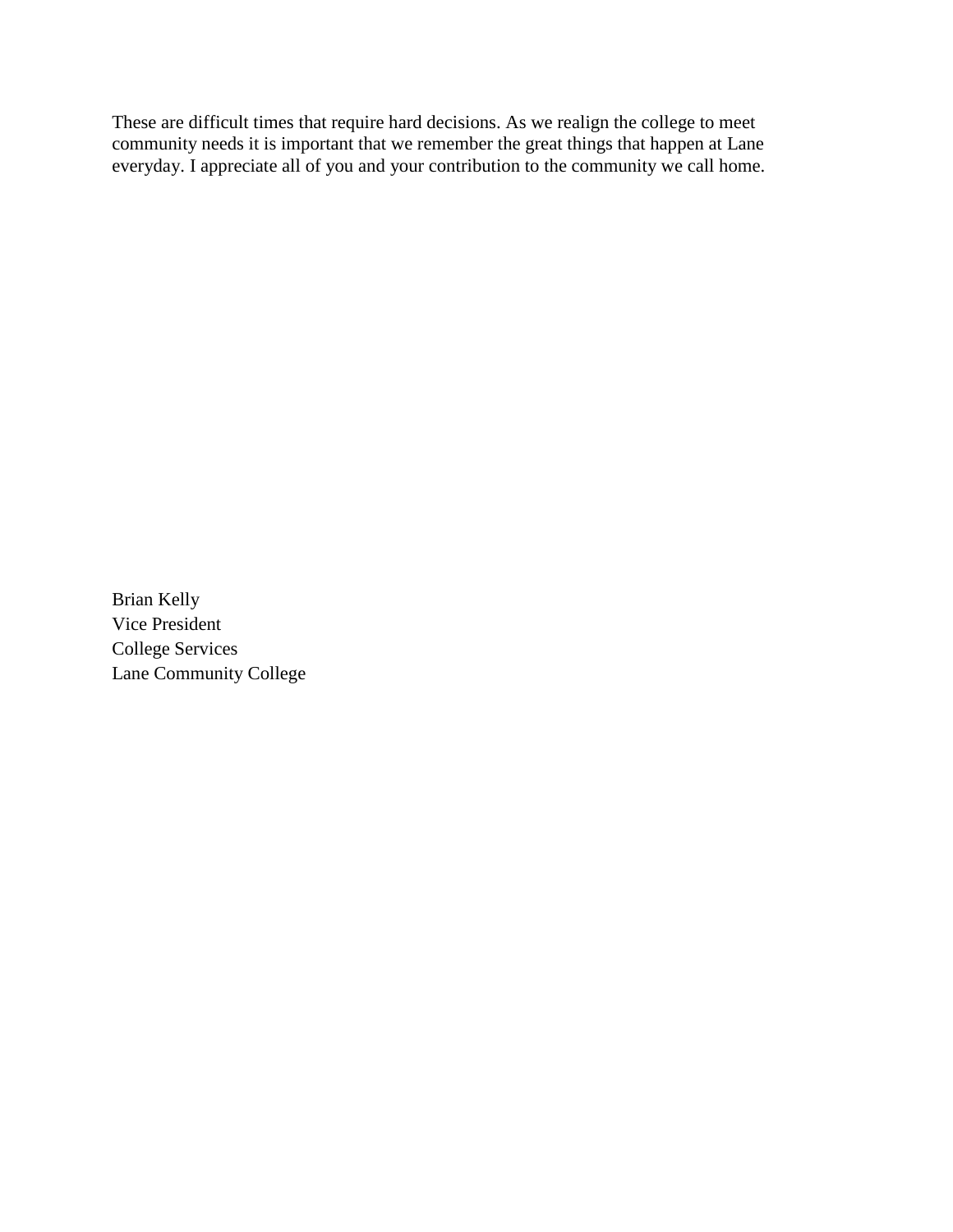These are difficult times that require hard decisions. As we realign the college to meet community needs it is important that we remember the great things that happen at Lane everyday. I appreciate all of you and your contribution to the community we call home.

Brian Kelly  
Vice President  
College Services  
Lane Community College